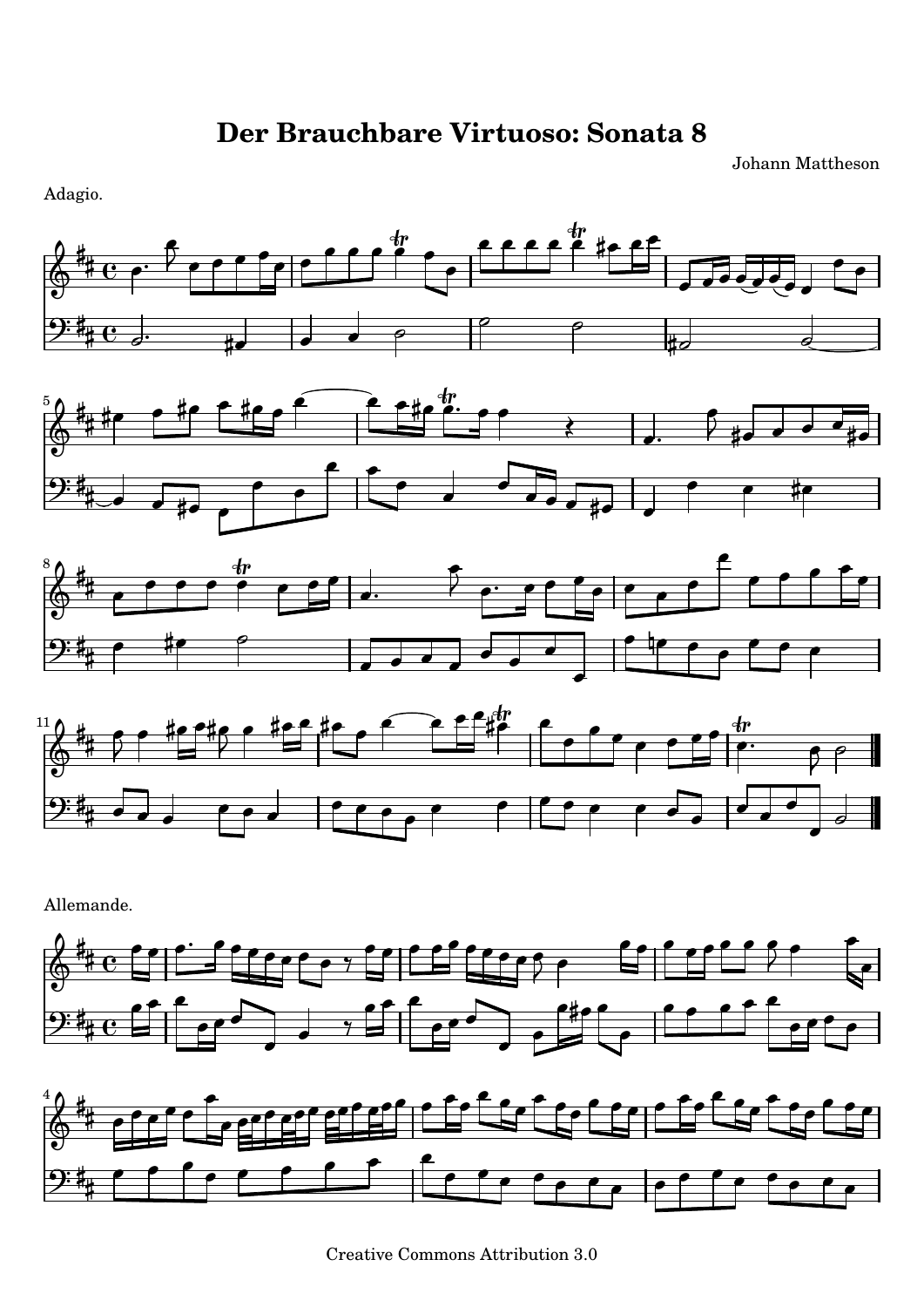# Der Brauchbare Virtuoso: Sonata 8

Johann Mattheson

Adagio.

Allemande.

Creative Commons Attribution 3.0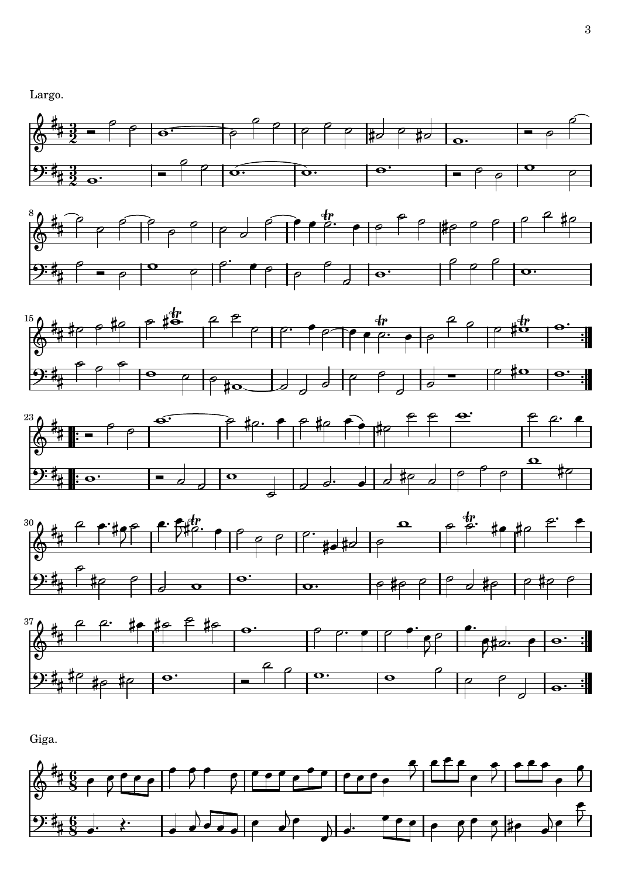Largo.

Giga.